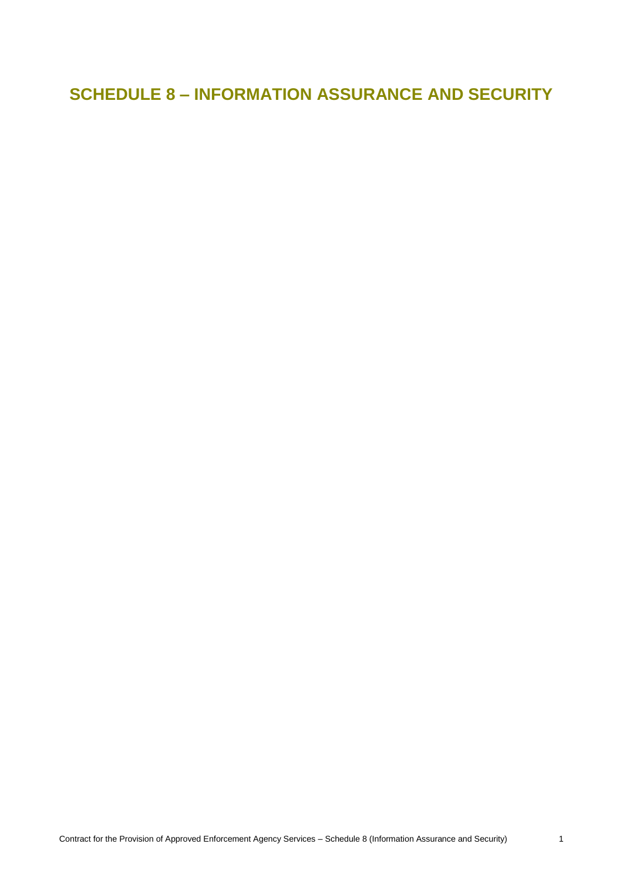# SCHEDULE 8 – INFORMATION ASSURANCE AND SECURITY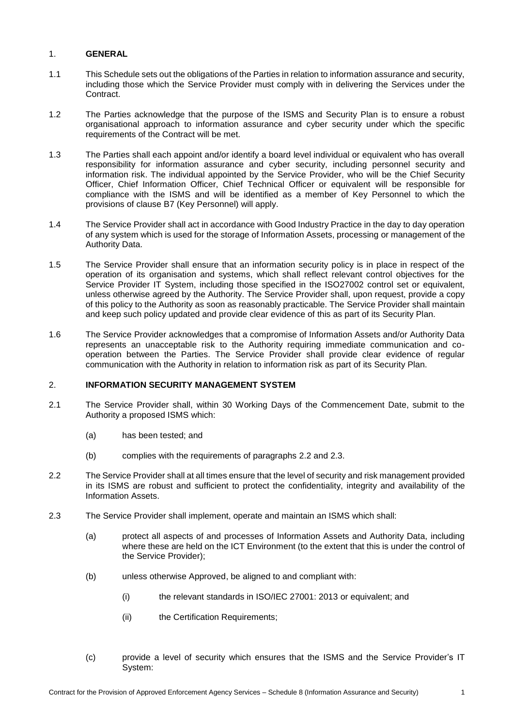## 1. GENERAL

1.1 This Schedule sets out the obligations of the Parties in relation to information assurance and security, including those which the Service Provider must comply with in delivering the Services under the Contract.

1.2 The Parties acknowledge that the purpose of the ISMS and Security Plan is to ensure a robust organisational approach to information assurance and cyber security under which the specific requirements of the Contract will be met.

1.3 The Parties shall each appoint and/or identify a board level individual or equivalent who has overall responsibility for information assurance and cyber security, including personnel security and information risk. The individual appointed by the Service Provider, who will be the Chief Security Officer, Chief Information Officer, Chief Technical Officer or equivalent will be responsible for compliance with the ISMS and will be identified as a member of Key Personnel to which the provisions of clause B7 (Key Personnel) will apply.

1.4 The Service Provider shall act in accordance with Good Industry Practice in the day to day operation of any system which is used for the storage of Information Assets, processing or management of the Authority Data.

1.5 The Service Provider shall ensure that an information security policy is in place in respect of the operation of its organisation and systems, which shall reflect relevant control objectives for the Service Provider IT System, including those specified in the ISO27002 control set or equivalent, unless otherwise agreed by the Authority. The Service Provider shall, upon request, provide a copy of this policy to the Authority as soon as reasonably practicable. The Service Provider shall maintain and keep such policy updated and provide clear evidence of this as part of its Security Plan.

1.6 The Service Provider acknowledges that a compromise of Information Assets and/or Authority Data represents an unacceptable risk to the Authority requiring immediate communication and co-operation between the Parties. The Service Provider shall provide clear evidence of regular communication with the Authority in relation to information risk as part of its Security Plan.

## 2. INFORMATION SECURITY MANAGEMENT SYSTEM

2.1 The Service Provider shall, within 30 Working Days of the Commencement Date, submit to the Authority a proposed ISMS which:

- (a) has been tested; and
- (b) complies with the requirements of paragraphs 2.2 and 2.3.

2.2 The Service Provider shall at all times ensure that the level of security and risk management provided in its ISMS are robust and sufficient to protect the confidentiality, integrity and availability of the Information Assets.

2.3 The Service Provider shall implement, operate and maintain an ISMS which shall:

- (a) protect all aspects of and processes of Information Assets and Authority Data, including where these are held on the ICT Environment (to the extent that this is under the control of the Service Provider);
- (b) unless otherwise Approved, be aligned to and compliant with:
  - (i) the relevant standards in ISO/IEC 27001: 2013 or equivalent; and
  - (ii) the Certification Requirements;
- (c) provide a level of security which ensures that the ISMS and the Service Provider's IT System: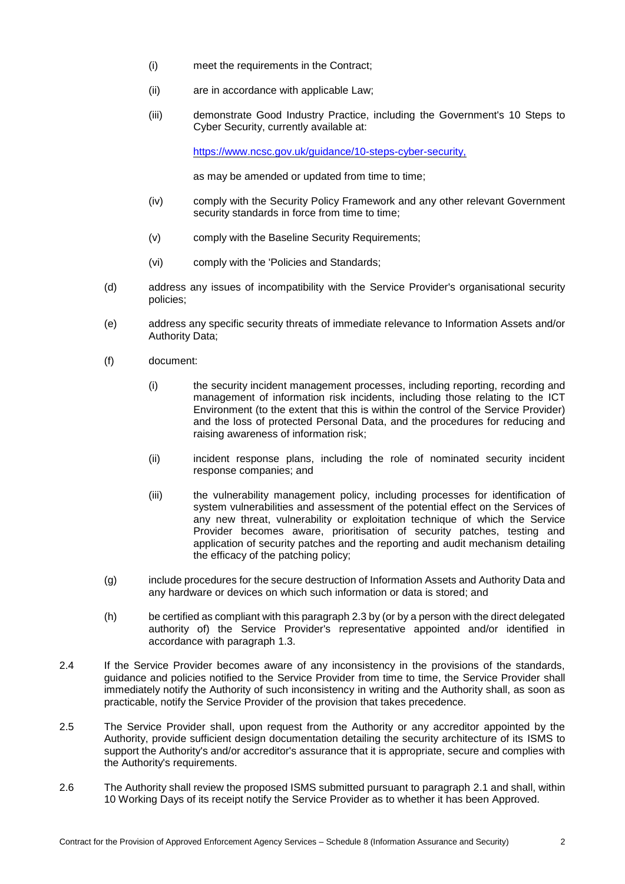(i) meet the requirements in the Contract;

(ii) are in accordance with applicable Law;

(iii) demonstrate Good Industry Practice, including the Government's 10 Steps to Cyber Security, currently available at:

https://www.ncsc.gov.uk/guidance/10-steps-cyber-security,

as may be amended or updated from time to time;

(iv) comply with the Security Policy Framework and any other relevant Government security standards in force from time to time;

(v) comply with the Baseline Security Requirements;

(vi) comply with the 'Policies and Standards;

(d) address any issues of incompatibility with the Service Provider's organisational security policies;

(e) address any specific security threats of immediate relevance to Information Assets and/or Authority Data;

(f) document:

(i) the security incident management processes, including reporting, recording and management of information risk incidents, including those relating to the ICT Environment (to the extent that this is within the control of the Service Provider) and the loss of protected Personal Data, and the procedures for reducing and raising awareness of information risk;

(ii) incident response plans, including the role of nominated security incident response companies; and

(iii) the vulnerability management policy, including processes for identification of system vulnerabilities and assessment of the potential effect on the Services of any new threat, vulnerability or exploitation technique of which the Service Provider becomes aware, prioritisation of security patches, testing and application of security patches and the reporting and audit mechanism detailing the efficacy of the patching policy;

(g) include procedures for the secure destruction of Information Assets and Authority Data and any hardware or devices on which such information or data is stored; and

(h) be certified as compliant with this paragraph 2.3 by (or by a person with the direct delegated authority of) the Service Provider's representative appointed and/or identified in accordance with paragraph 1.3.

2.4 If the Service Provider becomes aware of any inconsistency in the provisions of the standards, guidance and policies notified to the Service Provider from time to time, the Service Provider shall immediately notify the Authority of such inconsistency in writing and the Authority shall, as soon as practicable, notify the Service Provider of the provision that takes precedence.

2.5 The Service Provider shall, upon request from the Authority or any accreditor appointed by the Authority, provide sufficient design documentation detailing the security architecture of its ISMS to support the Authority's and/or accreditor's assurance that it is appropriate, secure and complies with the Authority's requirements.

2.6 The Authority shall review the proposed ISMS submitted pursuant to paragraph 2.1 and shall, within 10 Working Days of its receipt notify the Service Provider as to whether it has been Approved.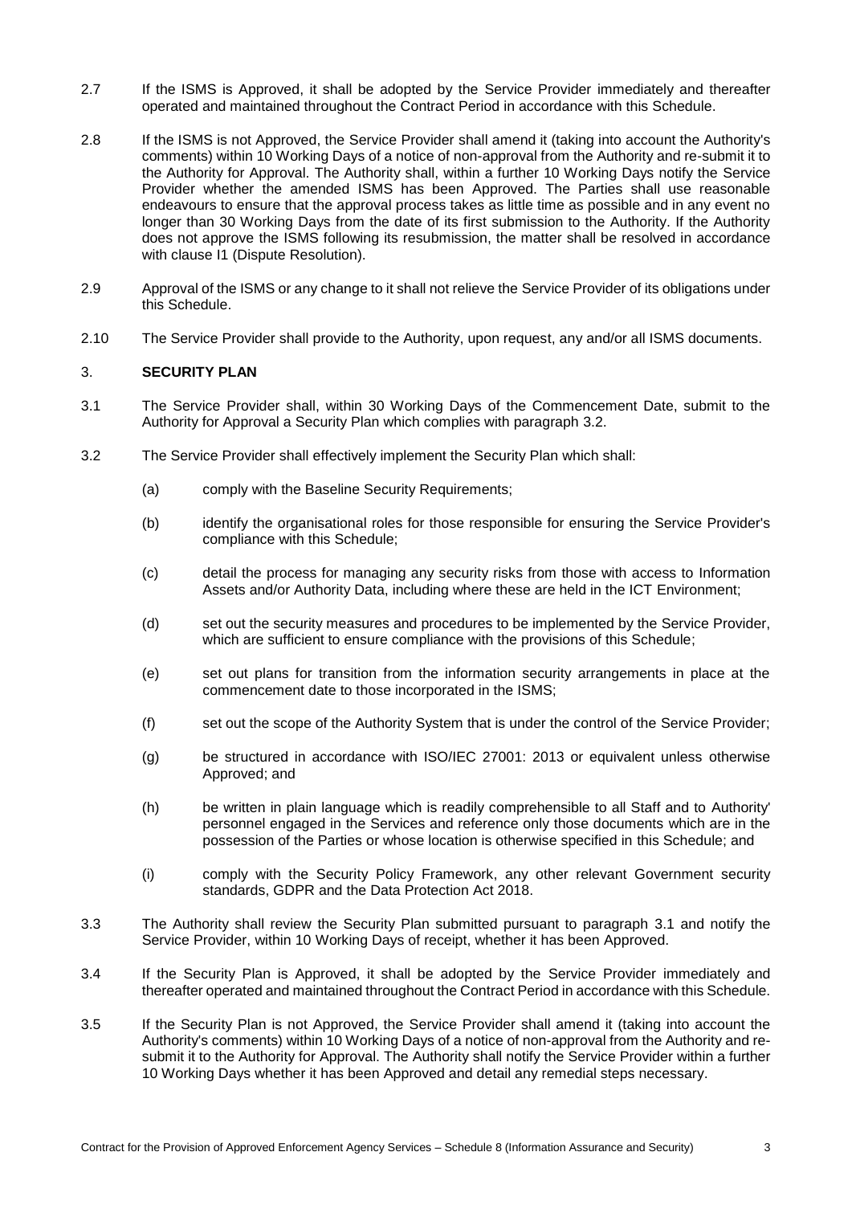2.7 If the ISMS is Approved, it shall be adopted by the Service Provider immediately and thereafter operated and maintained throughout the Contract Period in accordance with this Schedule.

2.8 If the ISMS is not Approved, the Service Provider shall amend it (taking into account the Authority's comments) within 10 Working Days of a notice of non-approval from the Authority and re-submit it to the Authority for Approval. The Authority shall, within a further 10 Working Days notify the Service Provider whether the amended ISMS has been Approved. The Parties shall use reasonable endeavours to ensure that the approval process takes as little time as possible and in any event no longer than 30 Working Days from the date of its first submission to the Authority. If the Authority does not approve the ISMS following its resubmission, the matter shall be resolved in accordance with clause I1 (Dispute Resolution).

2.9 Approval of the ISMS or any change to it shall not relieve the Service Provider of its obligations under this Schedule.

2.10 The Service Provider shall provide to the Authority, upon request, any and/or all ISMS documents.

## 3. SECURITY PLAN

3.1 The Service Provider shall, within 30 Working Days of the Commencement Date, submit to the Authority for Approval a Security Plan which complies with paragraph 3.2.

3.2 The Service Provider shall effectively implement the Security Plan which shall:

(a) comply with the Baseline Security Requirements;

(b) identify the organisational roles for those responsible for ensuring the Service Provider's compliance with this Schedule;

(c) detail the process for managing any security risks from those with access to Information Assets and/or Authority Data, including where these are held in the ICT Environment;

(d) set out the security measures and procedures to be implemented by the Service Provider, which are sufficient to ensure compliance with the provisions of this Schedule;

(e) set out plans for transition from the information security arrangements in place at the commencement date to those incorporated in the ISMS;

(f) set out the scope of the Authority System that is under the control of the Service Provider;

(g) be structured in accordance with ISO/IEC 27001: 2013 or equivalent unless otherwise Approved; and

(h) be written in plain language which is readily comprehensible to all Staff and to Authority' personnel engaged in the Services and reference only those documents which are in the possession of the Parties or whose location is otherwise specified in this Schedule; and

(i) comply with the Security Policy Framework, any other relevant Government security standards, GDPR and the Data Protection Act 2018.

3.3 The Authority shall review the Security Plan submitted pursuant to paragraph 3.1 and notify the Service Provider, within 10 Working Days of receipt, whether it has been Approved.

3.4 If the Security Plan is Approved, it shall be adopted by the Service Provider immediately and thereafter operated and maintained throughout the Contract Period in accordance with this Schedule.

3.5 If the Security Plan is not Approved, the Service Provider shall amend it (taking into account the Authority's comments) within 10 Working Days of a notice of non-approval from the Authority and re-submit it to the Authority for Approval. The Authority shall notify the Service Provider within a further 10 Working Days whether it has been Approved and detail any remedial steps necessary.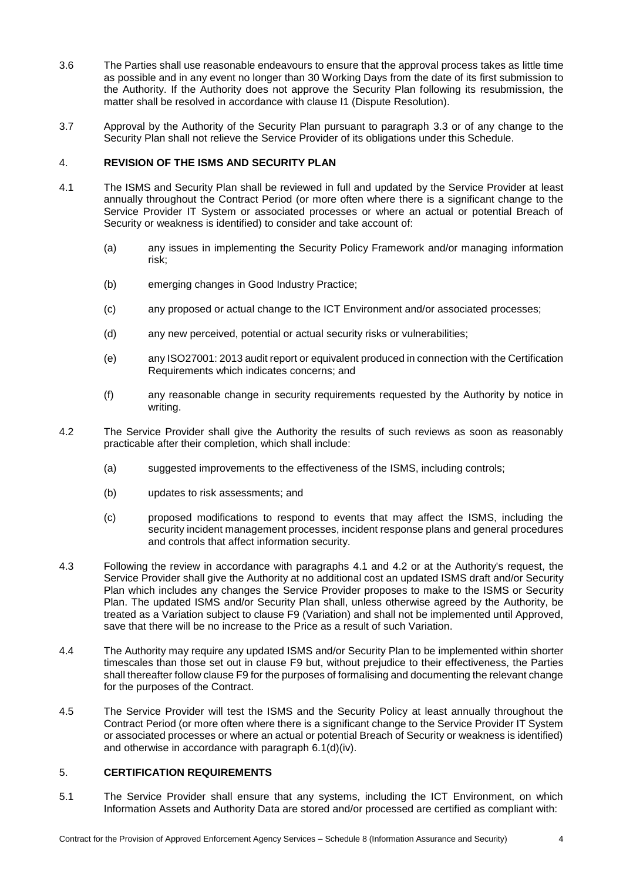3.6 The Parties shall use reasonable endeavours to ensure that the approval process takes as little time as possible and in any event no longer than 30 Working Days from the date of its first submission to the Authority. If the Authority does not approve the Security Plan following its resubmission, the matter shall be resolved in accordance with clause I1 (Dispute Resolution).

3.7 Approval by the Authority of the Security Plan pursuant to paragraph 3.3 or of any change to the Security Plan shall not relieve the Service Provider of its obligations under this Schedule.

## 4. REVISION OF THE ISMS AND SECURITY PLAN

4.1 The ISMS and Security Plan shall be reviewed in full and updated by the Service Provider at least annually throughout the Contract Period (or more often where there is a significant change to the Service Provider IT System or associated processes or where an actual or potential Breach of Security or weakness is identified) to consider and take account of:

(a) any issues in implementing the Security Policy Framework and/or managing information risk;

(b) emerging changes in Good Industry Practice;

(c) any proposed or actual change to the ICT Environment and/or associated processes;

(d) any new perceived, potential or actual security risks or vulnerabilities;

(e) any ISO27001: 2013 audit report or equivalent produced in connection with the Certification Requirements which indicates concerns; and

(f) any reasonable change in security requirements requested by the Authority by notice in writing.

4.2 The Service Provider shall give the Authority the results of such reviews as soon as reasonably practicable after their completion, which shall include:

(a) suggested improvements to the effectiveness of the ISMS, including controls;

(b) updates to risk assessments; and

(c) proposed modifications to respond to events that may affect the ISMS, including the security incident management processes, incident response plans and general procedures and controls that affect information security.

4.3 Following the review in accordance with paragraphs 4.1 and 4.2 or at the Authority's request, the Service Provider shall give the Authority at no additional cost an updated ISMS draft and/or Security Plan which includes any changes the Service Provider proposes to make to the ISMS or Security Plan. The updated ISMS and/or Security Plan shall, unless otherwise agreed by the Authority, be treated as a Variation subject to clause F9 (Variation) and shall not be implemented until Approved, save that there will be no increase to the Price as a result of such Variation.

4.4 The Authority may require any updated ISMS and/or Security Plan to be implemented within shorter timescales than those set out in clause F9 but, without prejudice to their effectiveness, the Parties shall thereafter follow clause F9 for the purposes of formalising and documenting the relevant change for the purposes of the Contract.

4.5 The Service Provider will test the ISMS and the Security Policy at least annually throughout the Contract Period (or more often where there is a significant change to the Service Provider IT System or associated processes or where an actual or potential Breach of Security or weakness is identified) and otherwise in accordance with paragraph 6.1(d)(iv).

## 5. CERTIFICATION REQUIREMENTS

5.1 The Service Provider shall ensure that any systems, including the ICT Environment, on which Information Assets and Authority Data are stored and/or processed are certified as compliant with: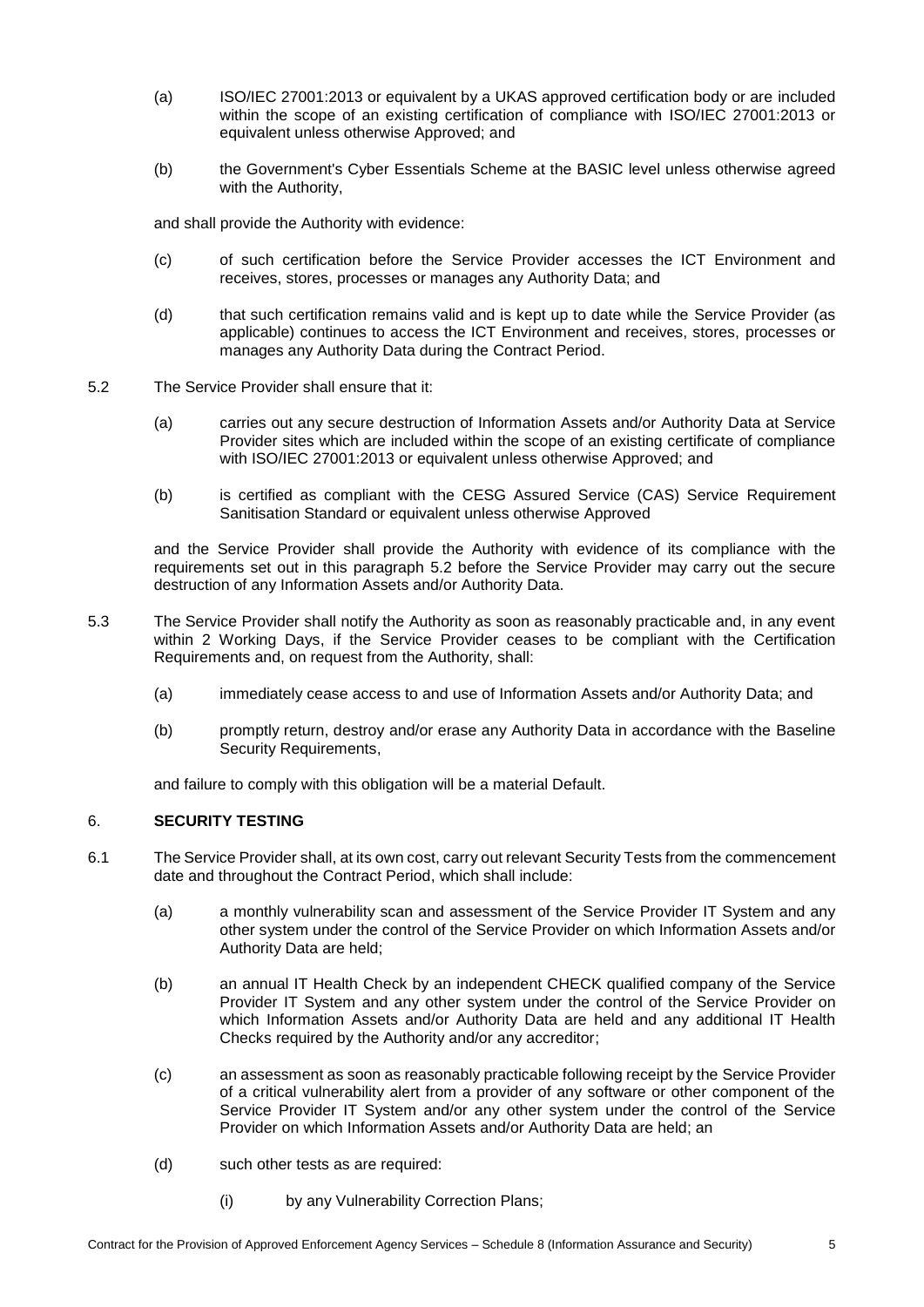(a) ISO/IEC 27001:2013 or equivalent by a UKAS approved certification body or are included within the scope of an existing certification of compliance with ISO/IEC 27001:2013 or equivalent unless otherwise Approved; and

(b) the Government's Cyber Essentials Scheme at the BASIC level unless otherwise agreed with the Authority,

and shall provide the Authority with evidence:

(c) of such certification before the Service Provider accesses the ICT Environment and receives, stores, processes or manages any Authority Data; and

(d) that such certification remains valid and is kept up to date while the Service Provider (as applicable) continues to access the ICT Environment and receives, stores, processes or manages any Authority Data during the Contract Period.

5.2 The Service Provider shall ensure that it:

(a) carries out any secure destruction of Information Assets and/or Authority Data at Service Provider sites which are included within the scope of an existing certificate of compliance with ISO/IEC 27001:2013 or equivalent unless otherwise Approved; and

(b) is certified as compliant with the CESG Assured Service (CAS) Service Requirement Sanitisation Standard or equivalent unless otherwise Approved

and the Service Provider shall provide the Authority with evidence of its compliance with the requirements set out in this paragraph 5.2 before the Service Provider may carry out the secure destruction of any Information Assets and/or Authority Data.

5.3 The Service Provider shall notify the Authority as soon as reasonably practicable and, in any event within 2 Working Days, if the Service Provider ceases to be compliant with the Certification Requirements and, on request from the Authority, shall:

(a) immediately cease access to and use of Information Assets and/or Authority Data; and

(b) promptly return, destroy and/or erase any Authority Data in accordance with the Baseline Security Requirements,

and failure to comply with this obligation will be a material Default.

## 6. SECURITY TESTING

6.1 The Service Provider shall, at its own cost, carry out relevant Security Tests from the commencement date and throughout the Contract Period, which shall include:

(a) a monthly vulnerability scan and assessment of the Service Provider IT System and any other system under the control of the Service Provider on which Information Assets and/or Authority Data are held;

(b) an annual IT Health Check by an independent CHECK qualified company of the Service Provider IT System and any other system under the control of the Service Provider on which Information Assets and/or Authority Data are held and any additional IT Health Checks required by the Authority and/or any accreditor;

(c) an assessment as soon as reasonably practicable following receipt by the Service Provider of a critical vulnerability alert from a provider of any software or other component of the Service Provider IT System and/or any other system under the control of the Service Provider on which Information Assets and/or Authority Data are held; an

(d) such other tests as are required:

(i) by any Vulnerability Correction Plans;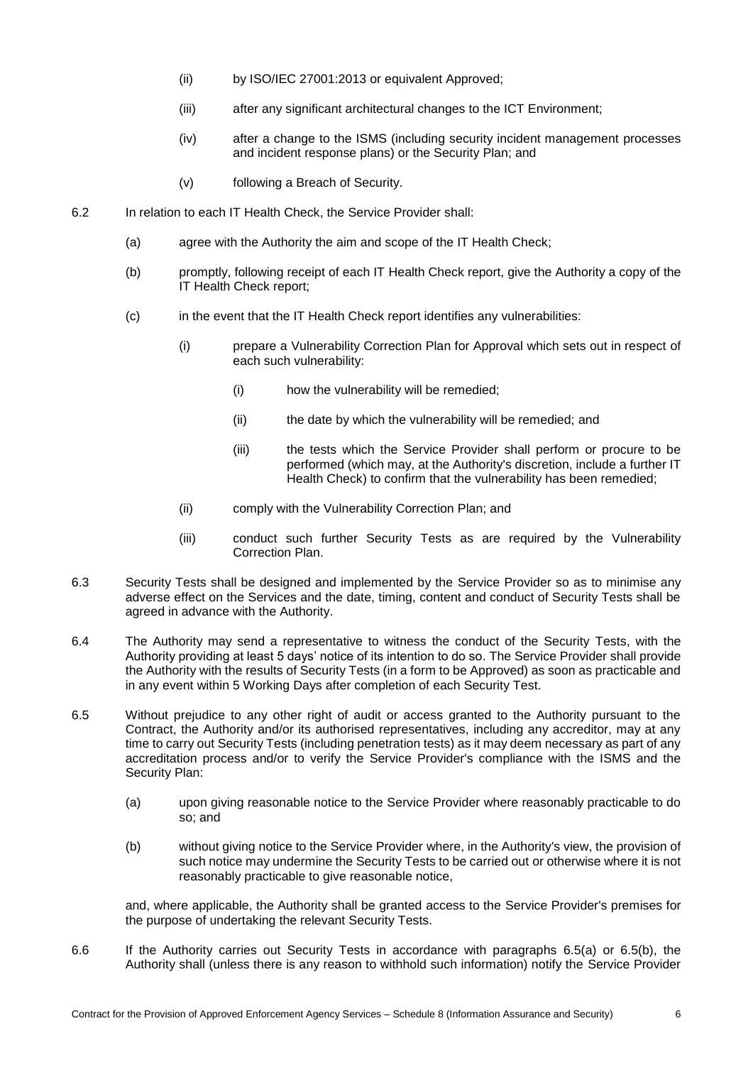(ii) by ISO/IEC 27001:2013 or equivalent Approved;

(iii) after any significant architectural changes to the ICT Environment;

(iv) after a change to the ISMS (including security incident management processes and incident response plans) or the Security Plan; and

(v) following a Breach of Security.

6.2 In relation to each IT Health Check, the Service Provider shall:

(a) agree with the Authority the aim and scope of the IT Health Check;

(b) promptly, following receipt of each IT Health Check report, give the Authority a copy of the IT Health Check report;

(c) in the event that the IT Health Check report identifies any vulnerabilities:

(i) prepare a Vulnerability Correction Plan for Approval which sets out in respect of each such vulnerability:

(i) how the vulnerability will be remedied;

(ii) the date by which the vulnerability will be remedied; and

(iii) the tests which the Service Provider shall perform or procure to be performed (which may, at the Authority's discretion, include a further IT Health Check) to confirm that the vulnerability has been remedied;

(ii) comply with the Vulnerability Correction Plan; and

(iii) conduct such further Security Tests as are required by the Vulnerability Correction Plan.

6.3 Security Tests shall be designed and implemented by the Service Provider so as to minimise any adverse effect on the Services and the date, timing, content and conduct of Security Tests shall be agreed in advance with the Authority.

6.4 The Authority may send a representative to witness the conduct of the Security Tests, with the Authority providing at least 5 days' notice of its intention to do so. The Service Provider shall provide the Authority with the results of Security Tests (in a form to be Approved) as soon as practicable and in any event within 5 Working Days after completion of each Security Test.

6.5 Without prejudice to any other right of audit or access granted to the Authority pursuant to the Contract, the Authority and/or its authorised representatives, including any accreditor, may at any time to carry out Security Tests (including penetration tests) as it may deem necessary as part of any accreditation process and/or to verify the Service Provider's compliance with the ISMS and the Security Plan:

(a) upon giving reasonable notice to the Service Provider where reasonably practicable to do so; and

(b) without giving notice to the Service Provider where, in the Authority's view, the provision of such notice may undermine the Security Tests to be carried out or otherwise where it is not reasonably practicable to give reasonable notice,

and, where applicable, the Authority shall be granted access to the Service Provider's premises for the purpose of undertaking the relevant Security Tests.

6.6 If the Authority carries out Security Tests in accordance with paragraphs 6.5(a) or 6.5(b), the Authority shall (unless there is any reason to withhold such information) notify the Service Provider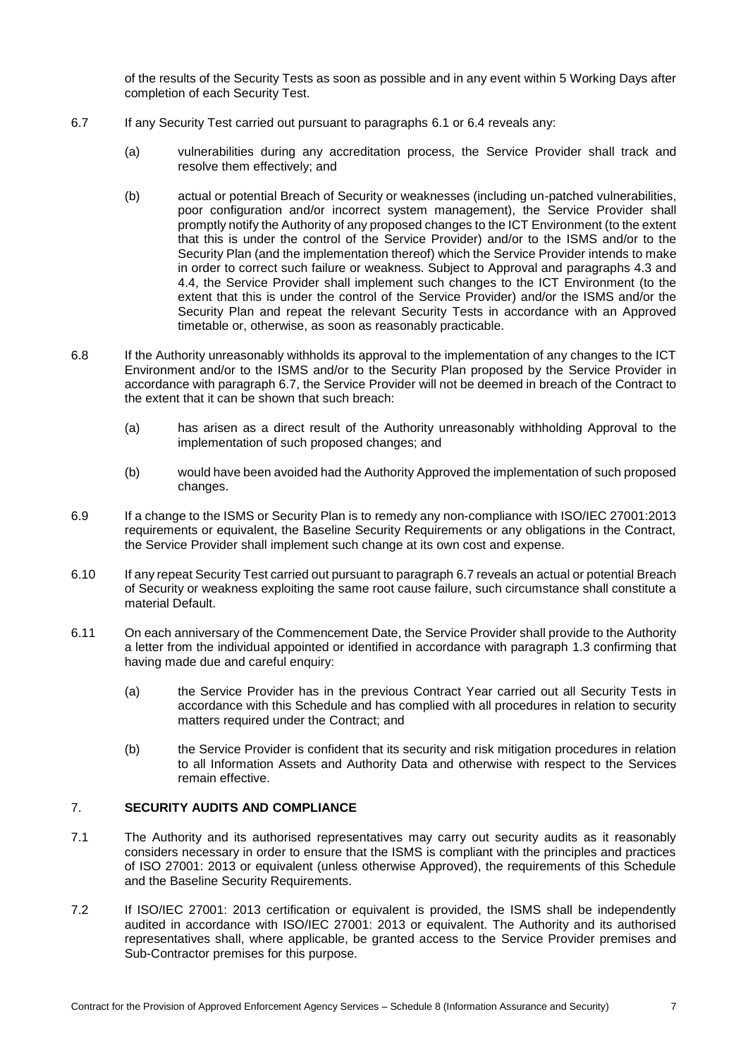of the results of the Security Tests as soon as possible and in any event within 5 Working Days after completion of each Security Test.

6.7 If any Security Test carried out pursuant to paragraphs 6.1 or 6.4 reveals any:

(a) vulnerabilities during any accreditation process, the Service Provider shall track and resolve them effectively; and

(b) actual or potential Breach of Security or weaknesses (including un-patched vulnerabilities, poor configuration and/or incorrect system management), the Service Provider shall promptly notify the Authority of any proposed changes to the ICT Environment (to the extent that this is under the control of the Service Provider) and/or to the ISMS and/or to the Security Plan (and the implementation thereof) which the Service Provider intends to make in order to correct such failure or weakness. Subject to Approval and paragraphs 4.3 and 4.4, the Service Provider shall implement such changes to the ICT Environment (to the extent that this is under the control of the Service Provider) and/or the ISMS and/or the Security Plan and repeat the relevant Security Tests in accordance with an Approved timetable or, otherwise, as soon as reasonably practicable.

6.8 If the Authority unreasonably withholds its approval to the implementation of any changes to the ICT Environment and/or to the ISMS and/or to the Security Plan proposed by the Service Provider in accordance with paragraph 6.7, the Service Provider will not be deemed in breach of the Contract to the extent that it can be shown that such breach:

(a) has arisen as a direct result of the Authority unreasonably withholding Approval to the implementation of such proposed changes; and

(b) would have been avoided had the Authority Approved the implementation of such proposed changes.

6.9 If a change to the ISMS or Security Plan is to remedy any non-compliance with ISO/IEC 27001:2013 requirements or equivalent, the Baseline Security Requirements or any obligations in the Contract, the Service Provider shall implement such change at its own cost and expense.

6.10 If any repeat Security Test carried out pursuant to paragraph 6.7 reveals an actual or potential Breach of Security or weakness exploiting the same root cause failure, such circumstance shall constitute a material Default.

6.11 On each anniversary of the Commencement Date, the Service Provider shall provide to the Authority a letter from the individual appointed or identified in accordance with paragraph 1.3 confirming that having made due and careful enquiry:

(a) the Service Provider has in the previous Contract Year carried out all Security Tests in accordance with this Schedule and has complied with all procedures in relation to security matters required under the Contract; and

(b) the Service Provider is confident that its security and risk mitigation procedures in relation to all Information Assets and Authority Data and otherwise with respect to the Services remain effective.

## 7. SECURITY AUDITS AND COMPLIANCE

7.1 The Authority and its authorised representatives may carry out security audits as it reasonably considers necessary in order to ensure that the ISMS is compliant with the principles and practices of ISO 27001: 2013 or equivalent (unless otherwise Approved), the requirements of this Schedule and the Baseline Security Requirements.

7.2 If ISO/IEC 27001: 2013 certification or equivalent is provided, the ISMS shall be independently audited in accordance with ISO/IEC 27001: 2013 or equivalent. The Authority and its authorised representatives shall, where applicable, be granted access to the Service Provider premises and Sub-Contractor premises for this purpose.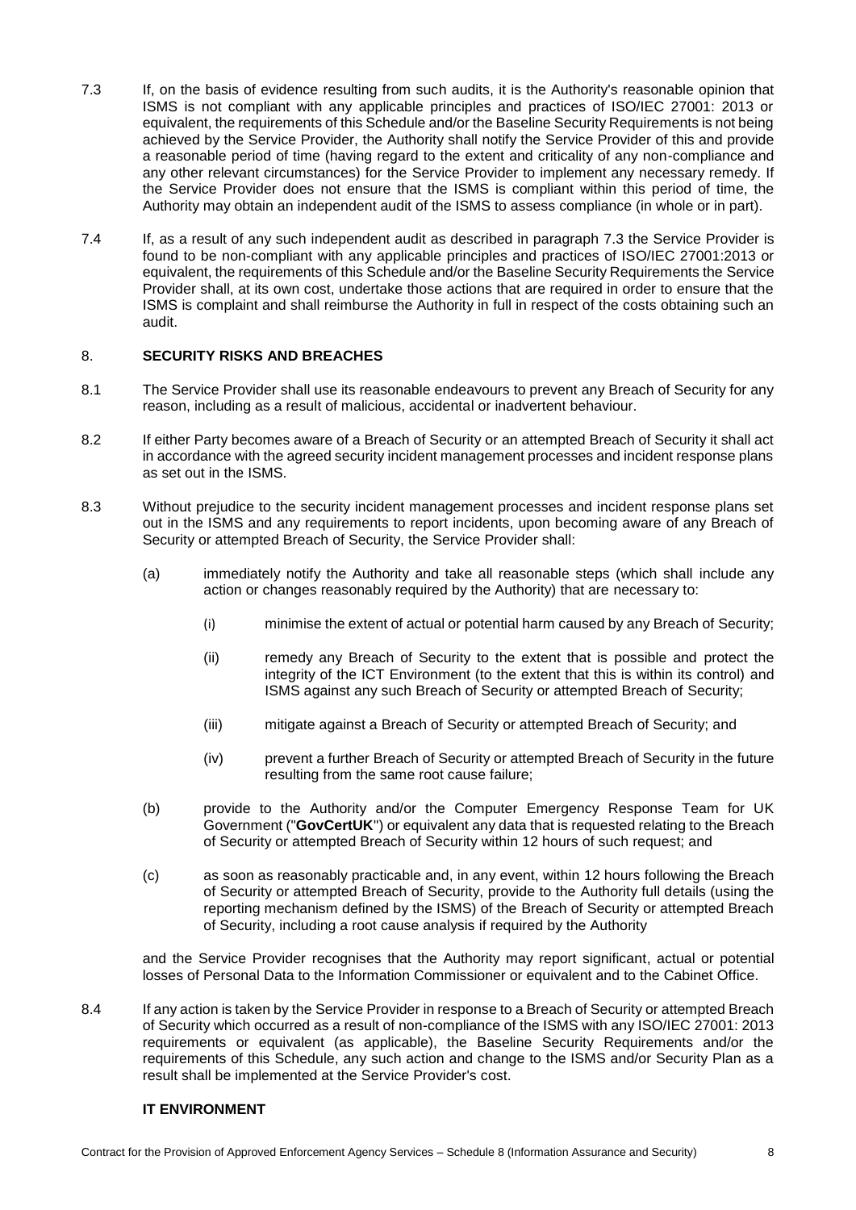7.3 If, on the basis of evidence resulting from such audits, it is the Authority's reasonable opinion that ISMS is not compliant with any applicable principles and practices of ISO/IEC 27001: 2013 or equivalent, the requirements of this Schedule and/or the Baseline Security Requirements is not being achieved by the Service Provider, the Authority shall notify the Service Provider of this and provide a reasonable period of time (having regard to the extent and criticality of any non-compliance and any other relevant circumstances) for the Service Provider to implement any necessary remedy. If the Service Provider does not ensure that the ISMS is compliant within this period of time, the Authority may obtain an independent audit of the ISMS to assess compliance (in whole or in part).

7.4 If, as a result of any such independent audit as described in paragraph 7.3 the Service Provider is found to be non-compliant with any applicable principles and practices of ISO/IEC 27001:2013 or equivalent, the requirements of this Schedule and/or the Baseline Security Requirements the Service Provider shall, at its own cost, undertake those actions that are required in order to ensure that the ISMS is complaint and shall reimburse the Authority in full in respect of the costs obtaining such an audit.

## 8. SECURITY RISKS AND BREACHES

8.1 The Service Provider shall use its reasonable endeavours to prevent any Breach of Security for any reason, including as a result of malicious, accidental or inadvertent behaviour.

8.2 If either Party becomes aware of a Breach of Security or an attempted Breach of Security it shall act in accordance with the agreed security incident management processes and incident response plans as set out in the ISMS.

8.3 Without prejudice to the security incident management processes and incident response plans set out in the ISMS and any requirements to report incidents, upon becoming aware of any Breach of Security or attempted Breach of Security, the Service Provider shall:

(a) immediately notify the Authority and take all reasonable steps (which shall include any action or changes reasonably required by the Authority) that are necessary to:

(i) minimise the extent of actual or potential harm caused by any Breach of Security;

(ii) remedy any Breach of Security to the extent that is possible and protect the integrity of the ICT Environment (to the extent that this is within its control) and ISMS against any such Breach of Security or attempted Breach of Security;

(iii) mitigate against a Breach of Security or attempted Breach of Security; and

(iv) prevent a further Breach of Security or attempted Breach of Security in the future resulting from the same root cause failure;

(b) provide to the Authority and/or the Computer Emergency Response Team for UK Government ("**GovCertUK**") or equivalent any data that is requested relating to the Breach of Security or attempted Breach of Security within 12 hours of such request; and

(c) as soon as reasonably practicable and, in any event, within 12 hours following the Breach of Security or attempted Breach of Security, provide to the Authority full details (using the reporting mechanism defined by the ISMS) of the Breach of Security or attempted Breach of Security, including a root cause analysis if required by the Authority

and the Service Provider recognises that the Authority may report significant, actual or potential losses of Personal Data to the Information Commissioner or equivalent and to the Cabinet Office.

8.4 If any action is taken by the Service Provider in response to a Breach of Security or attempted Breach of Security which occurred as a result of non-compliance of the ISMS with any ISO/IEC 27001: 2013 requirements or equivalent (as applicable), the Baseline Security Requirements and/or the requirements of this Schedule, any such action and change to the ISMS and/or Security Plan as a result shall be implemented at the Service Provider's cost.

## IT ENVIRONMENT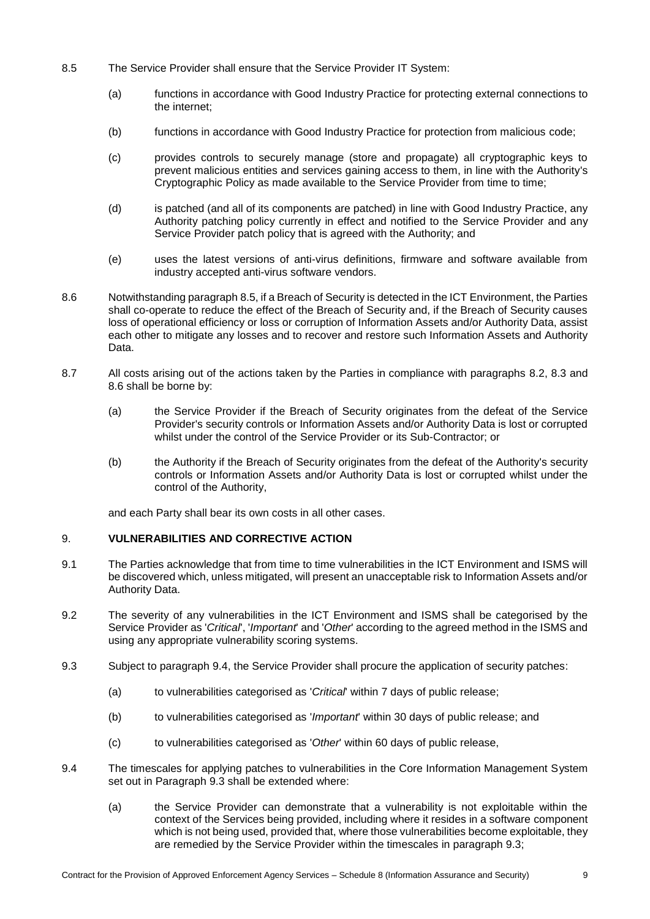8.5 The Service Provider shall ensure that the Service Provider IT System:

(a) functions in accordance with Good Industry Practice for protecting external connections to the internet;

(b) functions in accordance with Good Industry Practice for protection from malicious code;

(c) provides controls to securely manage (store and propagate) all cryptographic keys to prevent malicious entities and services gaining access to them, in line with the Authority's Cryptographic Policy as made available to the Service Provider from time to time;

(d) is patched (and all of its components are patched) in line with Good Industry Practice, any Authority patching policy currently in effect and notified to the Service Provider and any Service Provider patch policy that is agreed with the Authority; and

(e) uses the latest versions of anti-virus definitions, firmware and software available from industry accepted anti-virus software vendors.

8.6 Notwithstanding paragraph 8.5, if a Breach of Security is detected in the ICT Environment, the Parties shall co-operate to reduce the effect of the Breach of Security and, if the Breach of Security causes loss of operational efficiency or loss or corruption of Information Assets and/or Authority Data, assist each other to mitigate any losses and to recover and restore such Information Assets and Authority Data.

8.7 All costs arising out of the actions taken by the Parties in compliance with paragraphs 8.2, 8.3 and 8.6 shall be borne by:

(a) the Service Provider if the Breach of Security originates from the defeat of the Service Provider's security controls or Information Assets and/or Authority Data is lost or corrupted whilst under the control of the Service Provider or its Sub-Contractor; or

(b) the Authority if the Breach of Security originates from the defeat of the Authority's security controls or Information Assets and/or Authority Data is lost or corrupted whilst under the control of the Authority,

and each Party shall bear its own costs in all other cases.

## 9. VULNERABILITIES AND CORRECTIVE ACTION

9.1 The Parties acknowledge that from time to time vulnerabilities in the ICT Environment and ISMS will be discovered which, unless mitigated, will present an unacceptable risk to Information Assets and/or Authority Data.

9.2 The severity of any vulnerabilities in the ICT Environment and ISMS shall be categorised by the Service Provider as '*Critical*', '*Important*' and '*Other*' according to the agreed method in the ISMS and using any appropriate vulnerability scoring systems.

9.3 Subject to paragraph 9.4, the Service Provider shall procure the application of security patches:

(a) to vulnerabilities categorised as '*Critical*' within 7 days of public release;

(b) to vulnerabilities categorised as '*Important*' within 30 days of public release; and

(c) to vulnerabilities categorised as '*Other*' within 60 days of public release,

9.4 The timescales for applying patches to vulnerabilities in the Core Information Management System set out in Paragraph 9.3 shall be extended where:

(a) the Service Provider can demonstrate that a vulnerability is not exploitable within the context of the Services being provided, including where it resides in a software component which is not being used, provided that, where those vulnerabilities become exploitable, they are remedied by the Service Provider within the timescales in paragraph 9.3;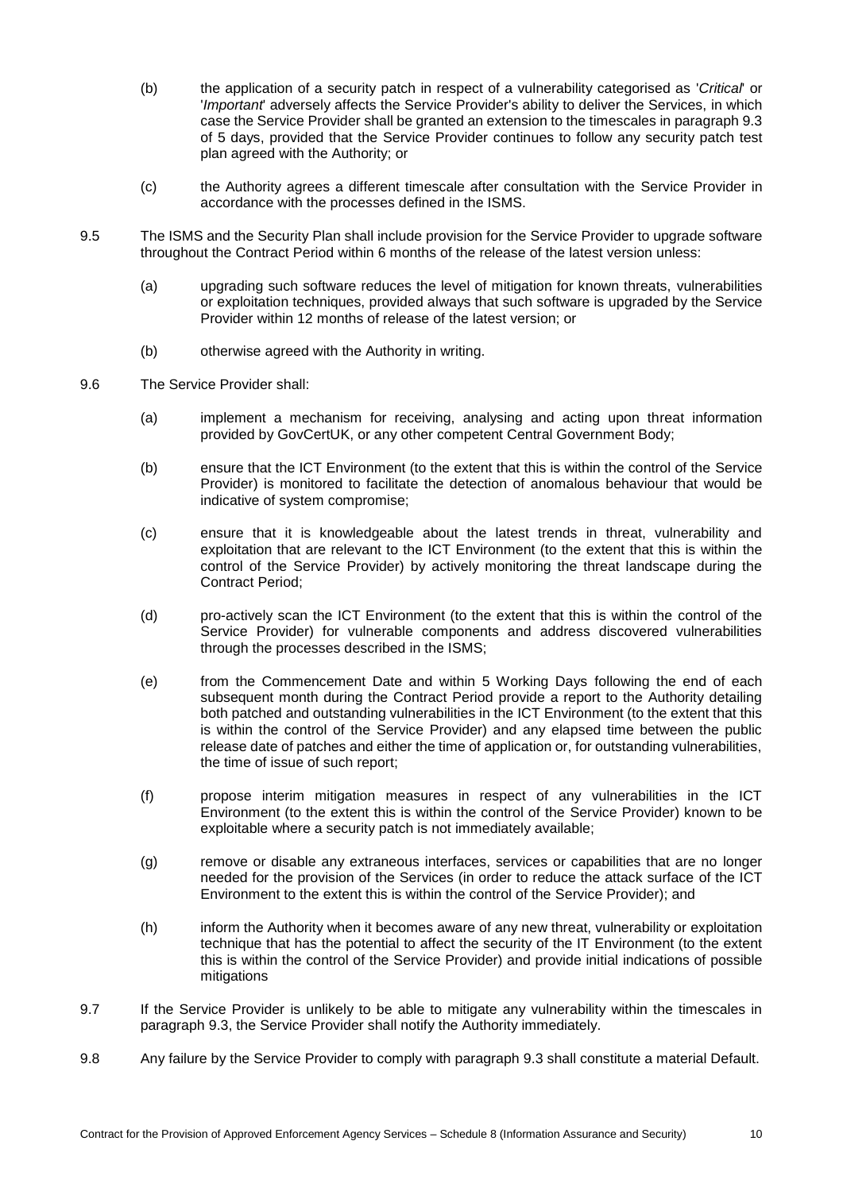(b) the application of a security patch in respect of a vulnerability categorised as '*Critical*' or '*Important*' adversely affects the Service Provider's ability to deliver the Services, in which case the Service Provider shall be granted an extension to the timescales in paragraph 9.3 of 5 days, provided that the Service Provider continues to follow any security patch test plan agreed with the Authority; or

(c) the Authority agrees a different timescale after consultation with the Service Provider in accordance with the processes defined in the ISMS.

9.5 The ISMS and the Security Plan shall include provision for the Service Provider to upgrade software throughout the Contract Period within 6 months of the release of the latest version unless:

(a) upgrading such software reduces the level of mitigation for known threats, vulnerabilities or exploitation techniques, provided always that such software is upgraded by the Service Provider within 12 months of release of the latest version; or

(b) otherwise agreed with the Authority in writing.

9.6 The Service Provider shall:

(a) implement a mechanism for receiving, analysing and acting upon threat information provided by GovCertUK, or any other competent Central Government Body;

(b) ensure that the ICT Environment (to the extent that this is within the control of the Service Provider) is monitored to facilitate the detection of anomalous behaviour that would be indicative of system compromise;

(c) ensure that it is knowledgeable about the latest trends in threat, vulnerability and exploitation that are relevant to the ICT Environment (to the extent that this is within the control of the Service Provider) by actively monitoring the threat landscape during the Contract Period;

(d) pro-actively scan the ICT Environment (to the extent that this is within the control of the Service Provider) for vulnerable components and address discovered vulnerabilities through the processes described in the ISMS;

(e) from the Commencement Date and within 5 Working Days following the end of each subsequent month during the Contract Period provide a report to the Authority detailing both patched and outstanding vulnerabilities in the ICT Environment (to the extent that this is within the control of the Service Provider) and any elapsed time between the public release date of patches and either the time of application or, for outstanding vulnerabilities, the time of issue of such report;

(f) propose interim mitigation measures in respect of any vulnerabilities in the ICT Environment (to the extent this is within the control of the Service Provider) known to be exploitable where a security patch is not immediately available;

(g) remove or disable any extraneous interfaces, services or capabilities that are no longer needed for the provision of the Services (in order to reduce the attack surface of the ICT Environment to the extent this is within the control of the Service Provider); and

(h) inform the Authority when it becomes aware of any new threat, vulnerability or exploitation technique that has the potential to affect the security of the IT Environment (to the extent this is within the control of the Service Provider) and provide initial indications of possible mitigations

9.7 If the Service Provider is unlikely to be able to mitigate any vulnerability within the timescales in paragraph 9.3, the Service Provider shall notify the Authority immediately.

9.8 Any failure by the Service Provider to comply with paragraph 9.3 shall constitute a material Default.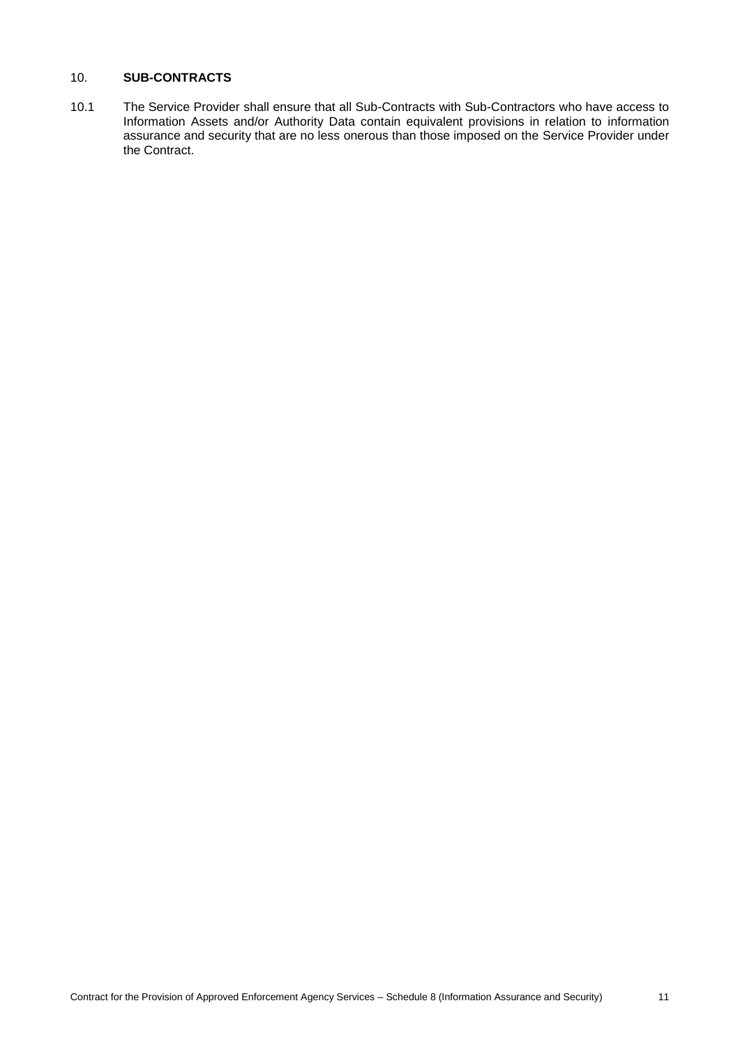## 10. SUB-CONTRACTS

10.1 The Service Provider shall ensure that all Sub-Contracts with Sub-Contractors who have access to Information Assets and/or Authority Data contain equivalent provisions in relation to information assurance and security that are no less onerous than those imposed on the Service Provider under the Contract.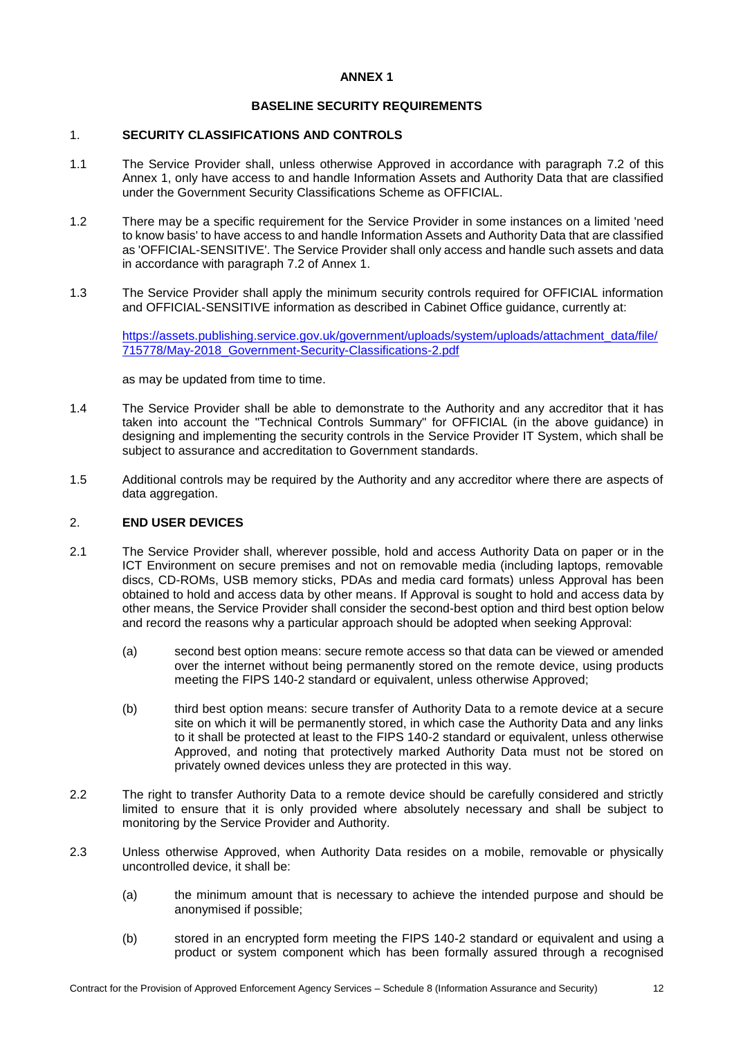**ANNEX 1**

**BASELINE SECURITY REQUIREMENTS**

1. **SECURITY CLASSIFICATIONS AND CONTROLS**

1.1 The Service Provider shall, unless otherwise Approved in accordance with paragraph 7.2 of this Annex 1, only have access to and handle Information Assets and Authority Data that are classified under the Government Security Classifications Scheme as OFFICIAL.

1.2 There may be a specific requirement for the Service Provider in some instances on a limited 'need to know basis' to have access to and handle Information Assets and Authority Data that are classified as 'OFFICIAL-SENSITIVE'. The Service Provider shall only access and handle such assets and data in accordance with paragraph 7.2 of Annex 1.

1.3 The Service Provider shall apply the minimum security controls required for OFFICIAL information and OFFICIAL-SENSITIVE information as described in Cabinet Office guidance, currently at:

https://assets.publishing.service.gov.uk/government/uploads/system/uploads/attachment_data/file/715778/May-2018_Government-Security-Classifications-2.pdf

as may be updated from time to time.

1.4 The Service Provider shall be able to demonstrate to the Authority and any accreditor that it has taken into account the "Technical Controls Summary" for OFFICIAL (in the above guidance) in designing and implementing the security controls in the Service Provider IT System, which shall be subject to assurance and accreditation to Government standards.

1.5 Additional controls may be required by the Authority and any accreditor where there are aspects of data aggregation.

2. **END USER DEVICES**

2.1 The Service Provider shall, wherever possible, hold and access Authority Data on paper or in the ICT Environment on secure premises and not on removable media (including laptops, removable discs, CD-ROMs, USB memory sticks, PDAs and media card formats) unless Approval has been obtained to hold and access data by other means. If Approval is sought to hold and access data by other means, the Service Provider shall consider the second-best option and third best option below and record the reasons why a particular approach should be adopted when seeking Approval:

(a) second best option means: secure remote access so that data can be viewed or amended over the internet without being permanently stored on the remote device, using products meeting the FIPS 140-2 standard or equivalent, unless otherwise Approved;

(b) third best option means: secure transfer of Authority Data to a remote device at a secure site on which it will be permanently stored, in which case the Authority Data and any links to it shall be protected at least to the FIPS 140-2 standard or equivalent, unless otherwise Approved, and noting that protectively marked Authority Data must not be stored on privately owned devices unless they are protected in this way.

2.2 The right to transfer Authority Data to a remote device should be carefully considered and strictly limited to ensure that it is only provided where absolutely necessary and shall be subject to monitoring by the Service Provider and Authority.

2.3 Unless otherwise Approved, when Authority Data resides on a mobile, removable or physically uncontrolled device, it shall be:

(a) the minimum amount that is necessary to achieve the intended purpose and should be anonymised if possible;

(b) stored in an encrypted form meeting the FIPS 140-2 standard or equivalent and using a product or system component which has been formally assured through a recognised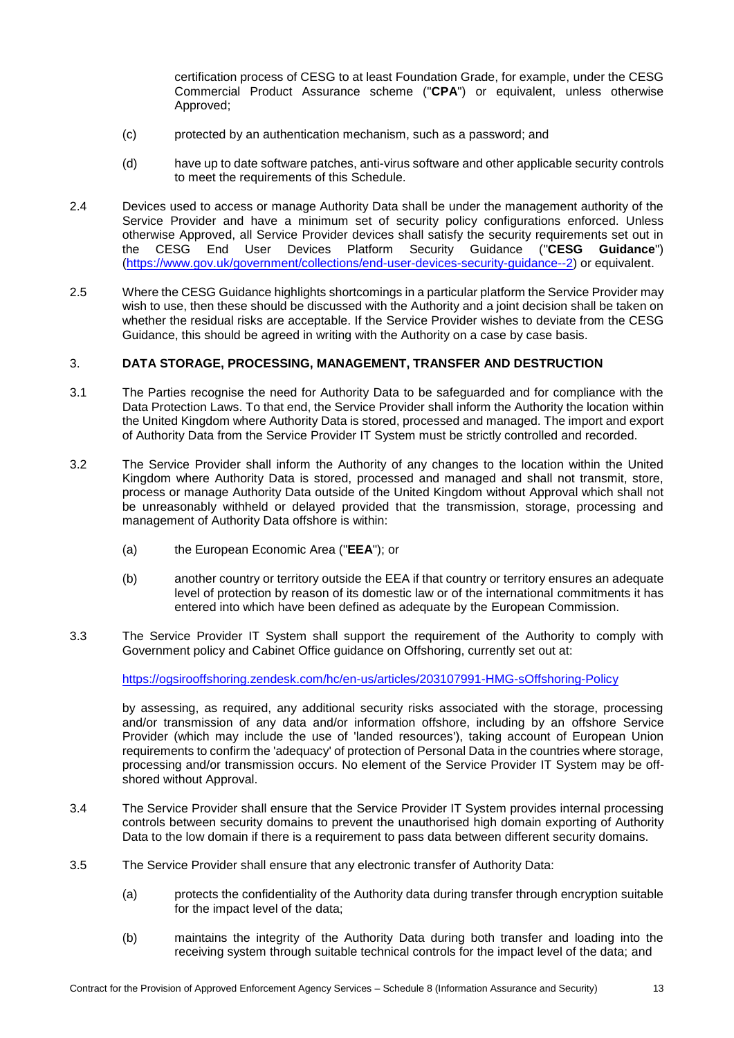certification process of CESG to at least Foundation Grade, for example, under the CESG Commercial Product Assurance scheme ("**CPA**") or equivalent, unless otherwise Approved;

(c) protected by an authentication mechanism, such as a password; and

(d) have up to date software patches, anti-virus software and other applicable security controls to meet the requirements of this Schedule.

2.4 Devices used to access or manage Authority Data shall be under the management authority of the Service Provider and have a minimum set of security policy configurations enforced. Unless otherwise Approved, all Service Provider devices shall satisfy the security requirements set out in the CESG End User Devices Platform Security Guidance ("**CESG Guidance**") (https://www.gov.uk/government/collections/end-user-devices-security-guidance--2) or equivalent.

2.5 Where the CESG Guidance highlights shortcomings in a particular platform the Service Provider may wish to use, then these should be discussed with the Authority and a joint decision shall be taken on whether the residual risks are acceptable. If the Service Provider wishes to deviate from the CESG Guidance, this should be agreed in writing with the Authority on a case by case basis.

## 3. DATA STORAGE, PROCESSING, MANAGEMENT, TRANSFER AND DESTRUCTION

3.1 The Parties recognise the need for Authority Data to be safeguarded and for compliance with the Data Protection Laws. To that end, the Service Provider shall inform the Authority the location within the United Kingdom where Authority Data is stored, processed and managed. The import and export of Authority Data from the Service Provider IT System must be strictly controlled and recorded.

3.2 The Service Provider shall inform the Authority of any changes to the location within the United Kingdom where Authority Data is stored, processed and managed and shall not transmit, store, process or manage Authority Data outside of the United Kingdom without Approval which shall not be unreasonably withheld or delayed provided that the transmission, storage, processing and management of Authority Data offshore is within:

(a) the European Economic Area ("**EEA**"); or

(b) another country or territory outside the EEA if that country or territory ensures an adequate level of protection by reason of its domestic law or of the international commitments it has entered into which have been defined as adequate by the European Commission.

3.3 The Service Provider IT System shall support the requirement of the Authority to comply with Government policy and Cabinet Office guidance on Offshoring, currently set out at:

https://ogsirooffshoring.zendesk.com/hc/en-us/articles/203107991-HMG-sOffshoring-Policy

by assessing, as required, any additional security risks associated with the storage, processing and/or transmission of any data and/or information offshore, including by an offshore Service Provider (which may include the use of 'landed resources'), taking account of European Union requirements to confirm the 'adequacy' of protection of Personal Data in the countries where storage, processing and/or transmission occurs. No element of the Service Provider IT System may be off-shored without Approval.

3.4 The Service Provider shall ensure that the Service Provider IT System provides internal processing controls between security domains to prevent the unauthorised high domain exporting of Authority Data to the low domain if there is a requirement to pass data between different security domains.

3.5 The Service Provider shall ensure that any electronic transfer of Authority Data:

(a) protects the confidentiality of the Authority data during transfer through encryption suitable for the impact level of the data;

(b) maintains the integrity of the Authority Data during both transfer and loading into the receiving system through suitable technical controls for the impact level of the data; and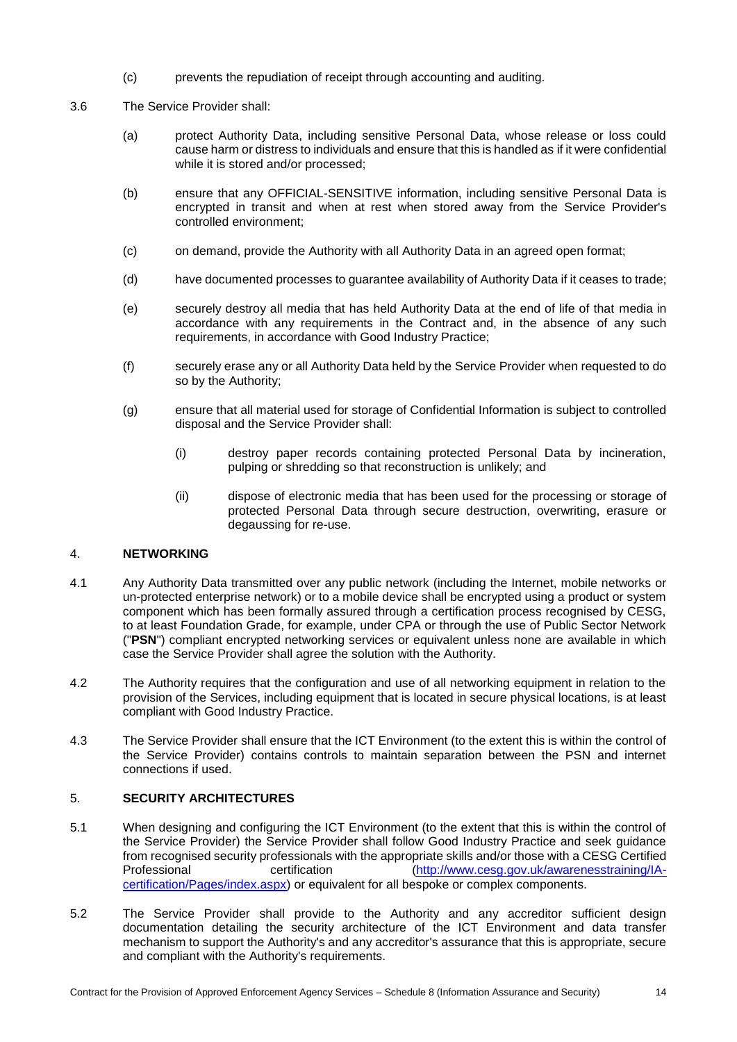(c) prevents the repudiation of receipt through accounting and auditing.

3.6 The Service Provider shall:

(a) protect Authority Data, including sensitive Personal Data, whose release or loss could cause harm or distress to individuals and ensure that this is handled as if it were confidential while it is stored and/or processed;

(b) ensure that any OFFICIAL-SENSITIVE information, including sensitive Personal Data is encrypted in transit and when at rest when stored away from the Service Provider's controlled environment;

(c) on demand, provide the Authority with all Authority Data in an agreed open format;

(d) have documented processes to guarantee availability of Authority Data if it ceases to trade;

(e) securely destroy all media that has held Authority Data at the end of life of that media in accordance with any requirements in the Contract and, in the absence of any such requirements, in accordance with Good Industry Practice;

(f) securely erase any or all Authority Data held by the Service Provider when requested to do so by the Authority;

(g) ensure that all material used for storage of Confidential Information is subject to controlled disposal and the Service Provider shall:

(i) destroy paper records containing protected Personal Data by incineration, pulping or shredding so that reconstruction is unlikely; and

(ii) dispose of electronic media that has been used for the processing or storage of protected Personal Data through secure destruction, overwriting, erasure or degaussing for re-use.

## 4. NETWORKING

4.1 Any Authority Data transmitted over any public network (including the Internet, mobile networks or un-protected enterprise network) or to a mobile device shall be encrypted using a product or system component which has been formally assured through a certification process recognised by CESG, to at least Foundation Grade, for example, under CPA or through the use of Public Sector Network ("**PSN**") compliant encrypted networking services or equivalent unless none are available in which case the Service Provider shall agree the solution with the Authority.

4.2 The Authority requires that the configuration and use of all networking equipment in relation to the provision of the Services, including equipment that is located in secure physical locations, is at least compliant with Good Industry Practice.

4.3 The Service Provider shall ensure that the ICT Environment (to the extent this is within the control of the Service Provider) contains controls to maintain separation between the PSN and internet connections if used.

## 5. SECURITY ARCHITECTURES

5.1 When designing and configuring the ICT Environment (to the extent that this is within the control of the Service Provider) the Service Provider shall follow Good Industry Practice and seek guidance from recognised security professionals with the appropriate skills and/or those with a CESG Certified Professional certification (http://www.cesg.gov.uk/awarenesstraining/IA-certification/Pages/index.aspx) or equivalent for all bespoke or complex components.

5.2 The Service Provider shall provide to the Authority and any accreditor sufficient design documentation detailing the security architecture of the ICT Environment and data transfer mechanism to support the Authority's and any accreditor's assurance that this is appropriate, secure and compliant with the Authority's requirements.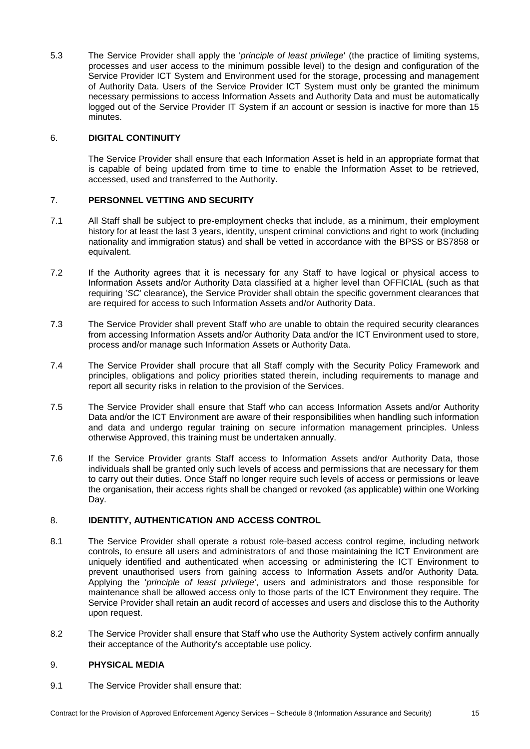5.3 The Service Provider shall apply the '*principle of least privilege*' (the practice of limiting systems, processes and user access to the minimum possible level) to the design and configuration of the Service Provider ICT System and Environment used for the storage, processing and management of Authority Data. Users of the Service Provider ICT System must only be granted the minimum necessary permissions to access Information Assets and Authority Data and must be automatically logged out of the Service Provider IT System if an account or session is inactive for more than 15 minutes.

## 6. DIGITAL CONTINUITY

The Service Provider shall ensure that each Information Asset is held in an appropriate format that is capable of being updated from time to time to enable the Information Asset to be retrieved, accessed, used and transferred to the Authority.

## 7. PERSONNEL VETTING AND SECURITY

7.1 All Staff shall be subject to pre-employment checks that include, as a minimum, their employment history for at least the last 3 years, identity, unspent criminal convictions and right to work (including nationality and immigration status) and shall be vetted in accordance with the BPSS or BS7858 or equivalent.

7.2 If the Authority agrees that it is necessary for any Staff to have logical or physical access to Information Assets and/or Authority Data classified at a higher level than OFFICIAL (such as that requiring '*SC*' clearance), the Service Provider shall obtain the specific government clearances that are required for access to such Information Assets and/or Authority Data.

7.3 The Service Provider shall prevent Staff who are unable to obtain the required security clearances from accessing Information Assets and/or Authority Data and/or the ICT Environment used to store, process and/or manage such Information Assets or Authority Data.

7.4 The Service Provider shall procure that all Staff comply with the Security Policy Framework and principles, obligations and policy priorities stated therein, including requirements to manage and report all security risks in relation to the provision of the Services.

7.5 The Service Provider shall ensure that Staff who can access Information Assets and/or Authority Data and/or the ICT Environment are aware of their responsibilities when handling such information and data and undergo regular training on secure information management principles. Unless otherwise Approved, this training must be undertaken annually.

7.6 If the Service Provider grants Staff access to Information Assets and/or Authority Data, those individuals shall be granted only such levels of access and permissions that are necessary for them to carry out their duties. Once Staff no longer require such levels of access or permissions or leave the organisation, their access rights shall be changed or revoked (as applicable) within one Working Day.

## 8. IDENTITY, AUTHENTICATION AND ACCESS CONTROL

8.1 The Service Provider shall operate a robust role-based access control regime, including network controls, to ensure all users and administrators of and those maintaining the ICT Environment are uniquely identified and authenticated when accessing or administering the ICT Environment to prevent unauthorised users from gaining access to Information Assets and/or Authority Data. Applying the '*principle of least privilege*', users and administrators and those responsible for maintenance shall be allowed access only to those parts of the ICT Environment they require. The Service Provider shall retain an audit record of accesses and users and disclose this to the Authority upon request.

8.2 The Service Provider shall ensure that Staff who use the Authority System actively confirm annually their acceptance of the Authority's acceptable use policy.

## 9. PHYSICAL MEDIA

9.1 The Service Provider shall ensure that: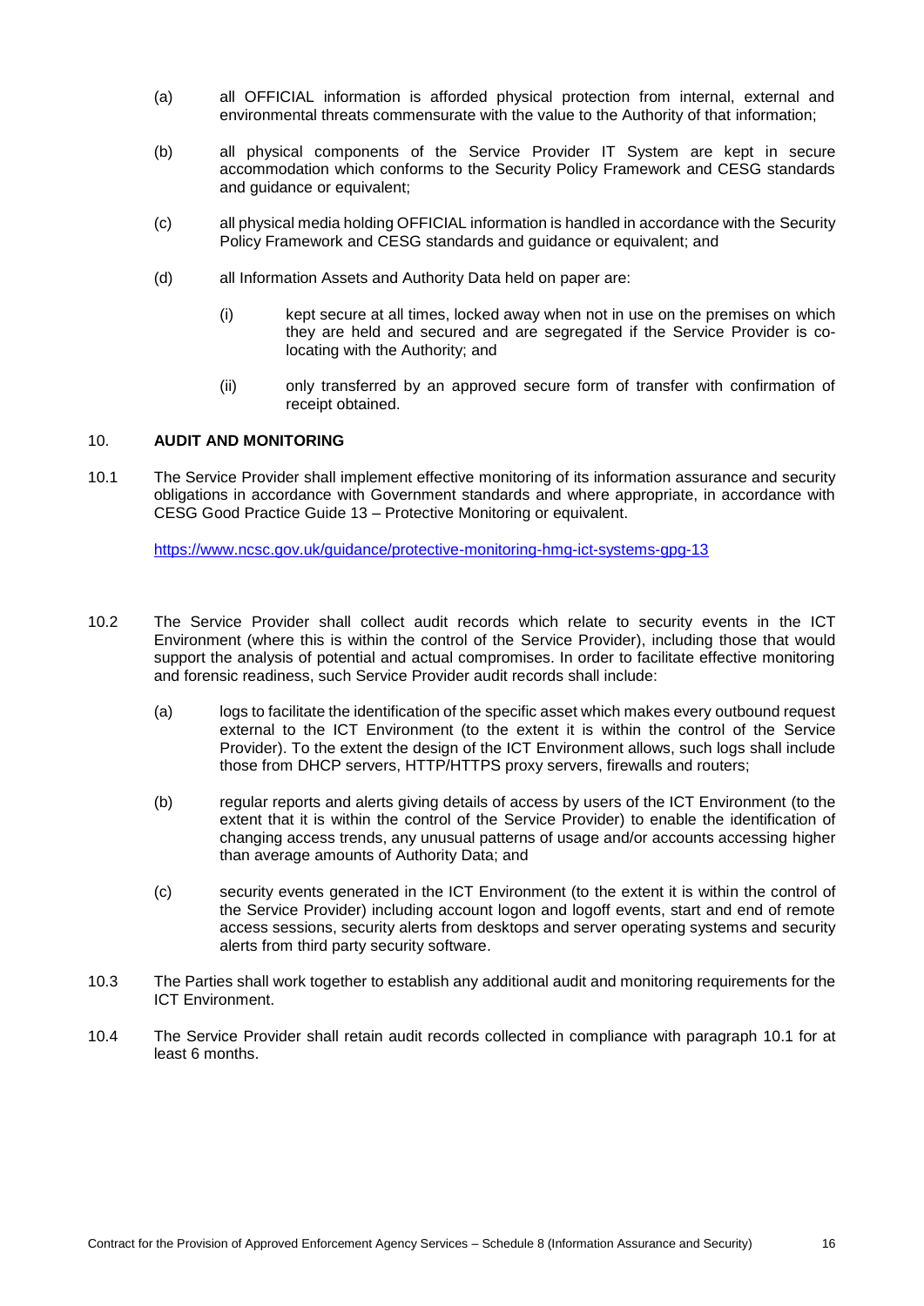(a) all OFFICIAL information is afforded physical protection from internal, external and environmental threats commensurate with the value to the Authority of that information;

(b) all physical components of the Service Provider IT System are kept in secure accommodation which conforms to the Security Policy Framework and CESG standards and guidance or equivalent;

(c) all physical media holding OFFICIAL information is handled in accordance with the Security Policy Framework and CESG standards and guidance or equivalent; and

(d) all Information Assets and Authority Data held on paper are:

(i) kept secure at all times, locked away when not in use on the premises on which they are held and secured and are segregated if the Service Provider is co-locating with the Authority; and

(ii) only transferred by an approved secure form of transfer with confirmation of receipt obtained.

## 10. AUDIT AND MONITORING

10.1 The Service Provider shall implement effective monitoring of its information assurance and security obligations in accordance with Government standards and where appropriate, in accordance with CESG Good Practice Guide 13 – Protective Monitoring or equivalent.

https://www.ncsc.gov.uk/guidance/protective-monitoring-hmg-ict-systems-gpg-13

10.2 The Service Provider shall collect audit records which relate to security events in the ICT Environment (where this is within the control of the Service Provider), including those that would support the analysis of potential and actual compromises. In order to facilitate effective monitoring and forensic readiness, such Service Provider audit records shall include:

(a) logs to facilitate the identification of the specific asset which makes every outbound request external to the ICT Environment (to the extent it is within the control of the Service Provider). To the extent the design of the ICT Environment allows, such logs shall include those from DHCP servers, HTTP/HTTPS proxy servers, firewalls and routers;

(b) regular reports and alerts giving details of access by users of the ICT Environment (to the extent that it is within the control of the Service Provider) to enable the identification of changing access trends, any unusual patterns of usage and/or accounts accessing higher than average amounts of Authority Data; and

(c) security events generated in the ICT Environment (to the extent it is within the control of the Service Provider) including account logon and logoff events, start and end of remote access sessions, security alerts from desktops and server operating systems and security alerts from third party security software.

10.3 The Parties shall work together to establish any additional audit and monitoring requirements for the ICT Environment.

10.4 The Service Provider shall retain audit records collected in compliance with paragraph 10.1 for at least 6 months.